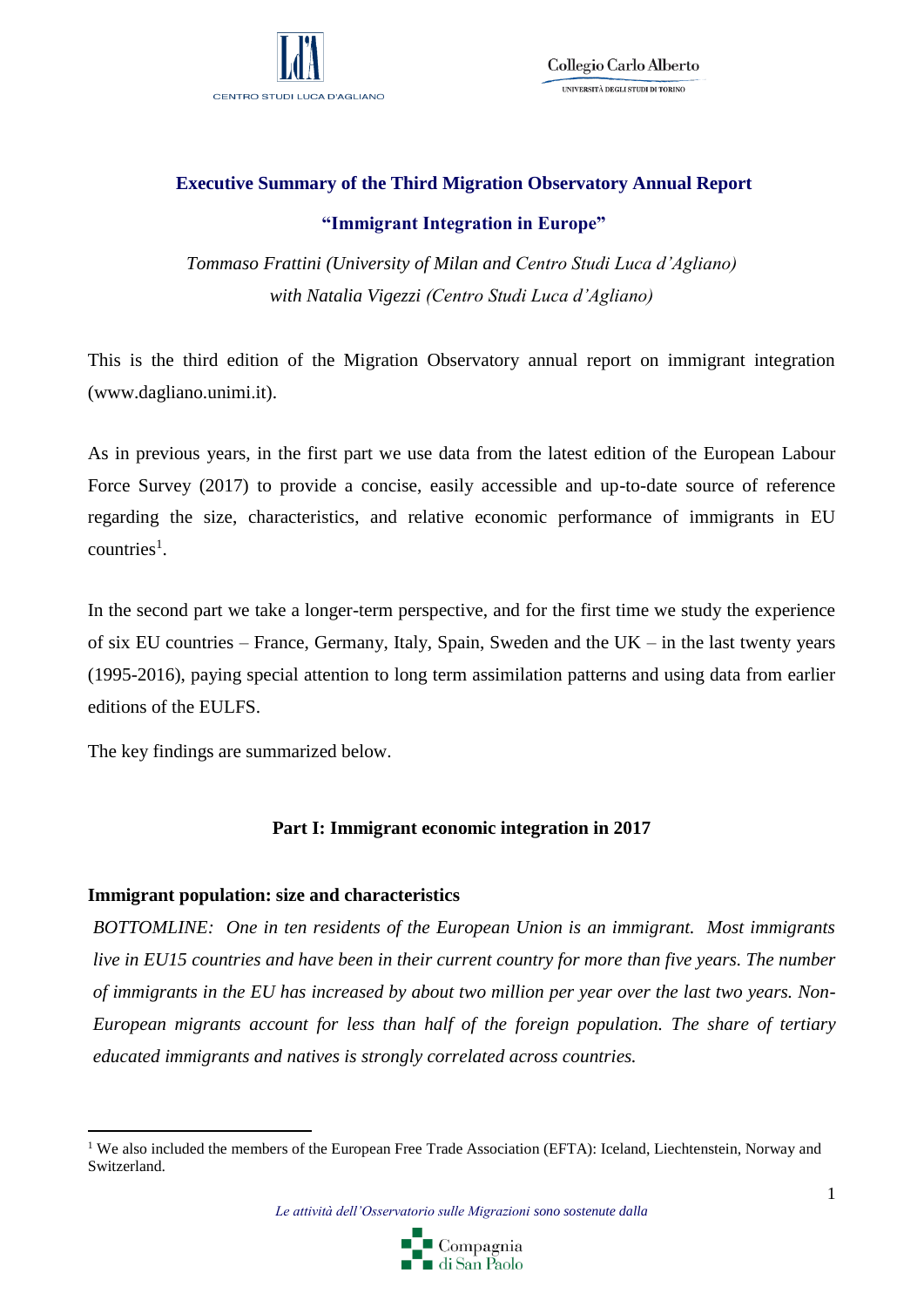**Executive Summary of the Third Migration Observatory Annual Report**

**"Immigrant Integration in Europe"**

*Tommaso Frattini (University of Milan and Centro Studi Luca d'Agliano)*
*with Natalia Vigezzi (Centro Studi Luca d'Agliano)*

This is the third edition of the Migration Observatory annual report on immigrant integration (www.dagliano.unimi.it).

As in previous years, in the first part we use data from the latest edition of the European Labour Force Survey (2017) to provide a concise, easily accessible and up-to-date source of reference regarding the size, characteristics, and relative economic performance of immigrants in EU countries[1].

In the second part we take a longer-term perspective, and for the first time we study the experience of six EU countries – France, Germany, Italy, Spain, Sweden and the UK – in the last twenty years (1995-2016), paying special attention to long term assimilation patterns and using data from earlier editions of the EULFS.

The key findings are summarized below.

## Part I: Immigrant economic integration in 2017

### Immigrant population: size and characteristics

*BOTTOMLINE: One in ten residents of the European Union is an immigrant. Most immigrants live in EU15 countries and have been in their current country for more than five years. The number of immigrants in the EU has increased by about two million per year over the last two years. Non-European migrants account for less than half of the foreign population. The share of tertiary educated immigrants and natives is strongly correlated across countries.*

[1] We also included the members of the European Free Trade Association (EFTA): Iceland, Liechtenstein, Norway and Switzerland.

*Le attività dell'Osservatorio sulle Migrazioni sono sostenute dalla* Compagnia di San Paolo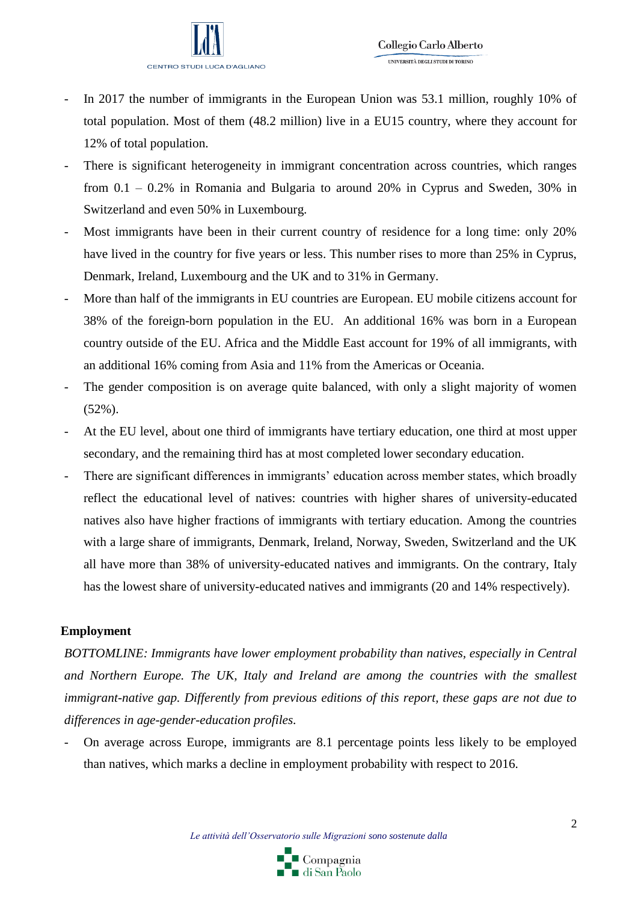- In 2017 the number of immigrants in the European Union was 53.1 million, roughly 10% of total population. Most of them (48.2 million) live in a EU15 country, where they account for 12% of total population.
- There is significant heterogeneity in immigrant concentration across countries, which ranges from 0.1 – 0.2% in Romania and Bulgaria to around 20% in Cyprus and Sweden, 30% in Switzerland and even 50% in Luxembourg.
- Most immigrants have been in their current country of residence for a long time: only 20% have lived in the country for five years or less. This number rises to more than 25% in Cyprus, Denmark, Ireland, Luxembourg and the UK and to 31% in Germany.
- More than half of the immigrants in EU countries are European. EU mobile citizens account for 38% of the foreign-born population in the EU. An additional 16% was born in a European country outside of the EU. Africa and the Middle East account for 19% of all immigrants, with an additional 16% coming from Asia and 11% from the Americas or Oceania.
- The gender composition is on average quite balanced, with only a slight majority of women (52%).
- At the EU level, about one third of immigrants have tertiary education, one third at most upper secondary, and the remaining third has at most completed lower secondary education.
- There are significant differences in immigrants' education across member states, which broadly reflect the educational level of natives: countries with higher shares of university-educated natives also have higher fractions of immigrants with tertiary education. Among the countries with a large share of immigrants, Denmark, Ireland, Norway, Sweden, Switzerland and the UK all have more than 38% of university-educated natives and immigrants. On the contrary, Italy has the lowest share of university-educated natives and immigrants (20 and 14% respectively).

**Employment**

*BOTTOMLINE: Immigrants have lower employment probability than natives, especially in Central and Northern Europe. The UK, Italy and Ireland are among the countries with the smallest immigrant-native gap. Differently from previous editions of this report, these gaps are not due to differences in age-gender-education profiles.*

- On average across Europe, immigrants are 8.1 percentage points less likely to be employed than natives, which marks a decline in employment probability with respect to 2016.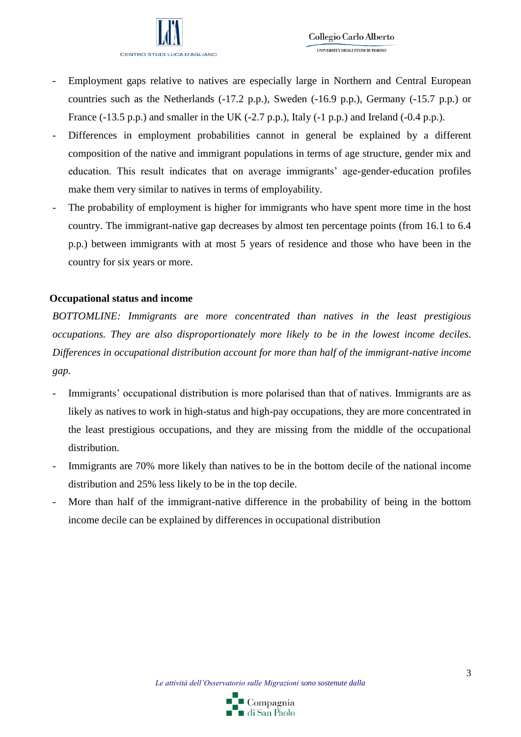- Employment gaps relative to natives are especially large in Northern and Central European countries such as the Netherlands (-17.2 p.p.), Sweden (-16.9 p.p.), Germany (-15.7 p.p.) or France (-13.5 p.p.) and smaller in the UK (-2.7 p.p.), Italy (-1 p.p.) and Ireland (-0.4 p.p.).
- Differences in employment probabilities cannot in general be explained by a different composition of the native and immigrant populations in terms of age structure, gender mix and education. This result indicates that on average immigrants' age-gender-education profiles make them very similar to natives in terms of employability.
- The probability of employment is higher for immigrants who have spent more time in the host country. The immigrant-native gap decreases by almost ten percentage points (from 16.1 to 6.4 p.p.) between immigrants with at most 5 years of residence and those who have been in the country for six years or more.

**Occupational status and income**

*BOTTOMLINE: Immigrants are more concentrated than natives in the least prestigious occupations. They are also disproportionately more likely to be in the lowest income deciles. Differences in occupational distribution account for more than half of the immigrant-native income gap.*

- Immigrants' occupational distribution is more polarised than that of natives. Immigrants are as likely as natives to work in high-status and high-pay occupations, they are more concentrated in the least prestigious occupations, and they are missing from the middle of the occupational distribution.
- Immigrants are 70% more likely than natives to be in the bottom decile of the national income distribution and 25% less likely to be in the top decile.
- More than half of the immigrant-native difference in the probability of being in the bottom income decile can be explained by differences in occupational distribution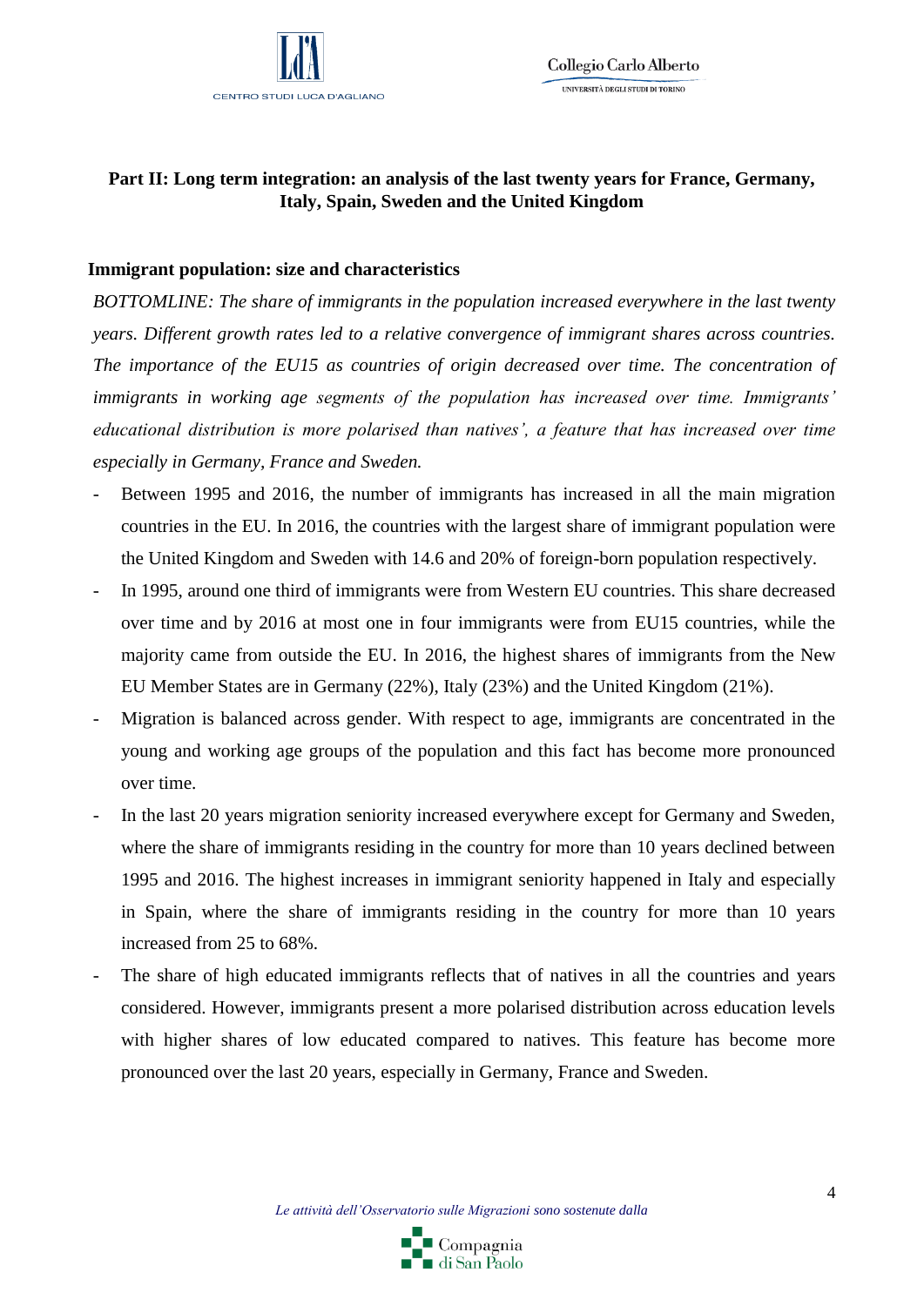## Part II: Long term integration: an analysis of the last twenty years for France, Germany, Italy, Spain, Sweden and the United Kingdom

### Immigrant population: size and characteristics

*BOTTOMLINE: The share of immigrants in the population increased everywhere in the last twenty years. Different growth rates led to a relative convergence of immigrant shares across countries. The importance of the EU15 as countries of origin decreased over time. The concentration of immigrants in working age segments of the population has increased over time. Immigrants' educational distribution is more polarised than natives', a feature that has increased over time especially in Germany, France and Sweden.*

- Between 1995 and 2016, the number of immigrants has increased in all the main migration countries in the EU. In 2016, the countries with the largest share of immigrant population were the United Kingdom and Sweden with 14.6 and 20% of foreign-born population respectively.
- In 1995, around one third of immigrants were from Western EU countries. This share decreased over time and by 2016 at most one in four immigrants were from EU15 countries, while the majority came from outside the EU. In 2016, the highest shares of immigrants from the New EU Member States are in Germany (22%), Italy (23%) and the United Kingdom (21%).
- Migration is balanced across gender. With respect to age, immigrants are concentrated in the young and working age groups of the population and this fact has become more pronounced over time.
- In the last 20 years migration seniority increased everywhere except for Germany and Sweden, where the share of immigrants residing in the country for more than 10 years declined between 1995 and 2016. The highest increases in immigrant seniority happened in Italy and especially in Spain, where the share of immigrants residing in the country for more than 10 years increased from 25 to 68%.
- The share of high educated immigrants reflects that of natives in all the countries and years considered. However, immigrants present a more polarised distribution across education levels with higher shares of low educated compared to natives. This feature has become more pronounced over the last 20 years, especially in Germany, France and Sweden.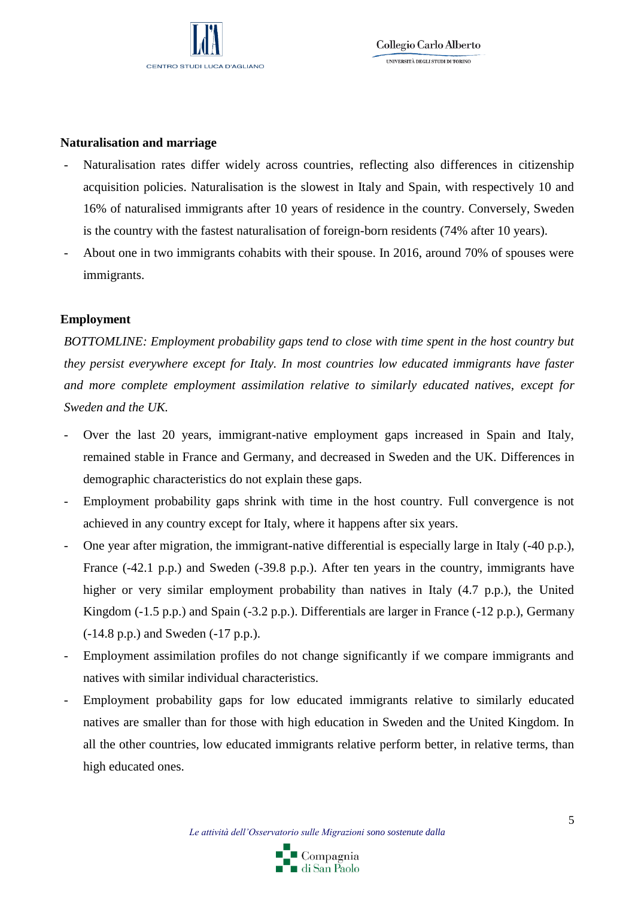**Naturalisation and marriage**

- Naturalisation rates differ widely across countries, reflecting also differences in citizenship acquisition policies. Naturalisation is the slowest in Italy and Spain, with respectively 10 and 16% of naturalised immigrants after 10 years of residence in the country. Conversely, Sweden is the country with the fastest naturalisation of foreign-born residents (74% after 10 years).
- About one in two immigrants cohabits with their spouse. In 2016, around 70% of spouses were immigrants.

**Employment**

*BOTTOMLINE: Employment probability gaps tend to close with time spent in the host country but they persist everywhere except for Italy. In most countries low educated immigrants have faster and more complete employment assimilation relative to similarly educated natives, except for Sweden and the UK.*

- Over the last 20 years, immigrant-native employment gaps increased in Spain and Italy, remained stable in France and Germany, and decreased in Sweden and the UK. Differences in demographic characteristics do not explain these gaps.
- Employment probability gaps shrink with time in the host country. Full convergence is not achieved in any country except for Italy, where it happens after six years.
- One year after migration, the immigrant-native differential is especially large in Italy (-40 p.p.), France (-42.1 p.p.) and Sweden (-39.8 p.p.). After ten years in the country, immigrants have higher or very similar employment probability than natives in Italy (4.7 p.p.), the United Kingdom (-1.5 p.p.) and Spain (-3.2 p.p.). Differentials are larger in France (-12 p.p.), Germany (-14.8 p.p.) and Sweden (-17 p.p.).
- Employment assimilation profiles do not change significantly if we compare immigrants and natives with similar individual characteristics.
- Employment probability gaps for low educated immigrants relative to similarly educated natives are smaller than for those with high education in Sweden and the United Kingdom. In all the other countries, low educated immigrants relative perform better, in relative terms, than high educated ones.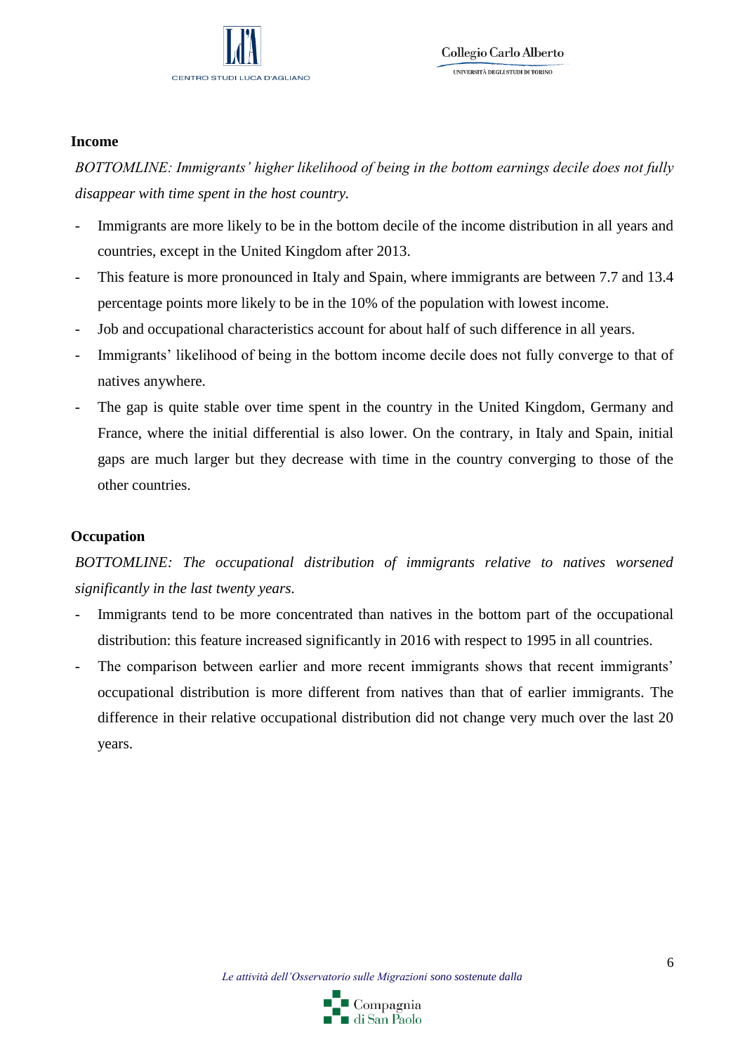**Income**

*BOTTOMLINE: Immigrants' higher likelihood of being in the bottom earnings decile does not fully disappear with time spent in the host country.*

- Immigrants are more likely to be in the bottom decile of the income distribution in all years and countries, except in the United Kingdom after 2013.
- This feature is more pronounced in Italy and Spain, where immigrants are between 7.7 and 13.4 percentage points more likely to be in the 10% of the population with lowest income.
- Job and occupational characteristics account for about half of such difference in all years.
- Immigrants' likelihood of being in the bottom income decile does not fully converge to that of natives anywhere.
- The gap is quite stable over time spent in the country in the United Kingdom, Germany and France, where the initial differential is also lower. On the contrary, in Italy and Spain, initial gaps are much larger but they decrease with time in the country converging to those of the other countries.

**Occupation**

*BOTTOMLINE: The occupational distribution of immigrants relative to natives worsened significantly in the last twenty years.*

- Immigrants tend to be more concentrated than natives in the bottom part of the occupational distribution: this feature increased significantly in 2016 with respect to 1995 in all countries.
- The comparison between earlier and more recent immigrants shows that recent immigrants' occupational distribution is more different from natives than that of earlier immigrants. The difference in their relative occupational distribution did not change very much over the last 20 years.